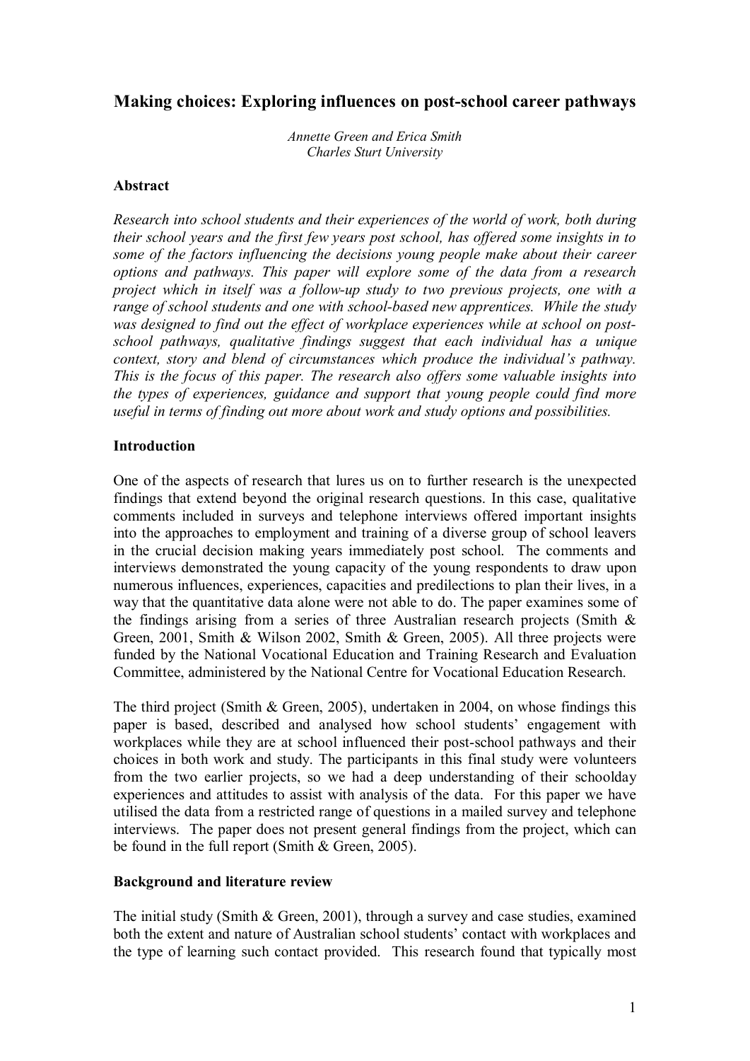# Making choices: Exploring influences on post-school career pathways

*Annette Green and Erica Smith*
*Charles Sturt University*

## Abstract

*Research into school students and their experiences of the world of work, both during their school years and the first few years post school, has offered some insights in to some of the factors influencing the decisions young people make about their career options and pathways. This paper will explore some of the data from a research project which in itself was a follow-up study to two previous projects, one with a range of school students and one with school-based new apprentices. While the study was designed to find out the effect of workplace experiences while at school on post-school pathways, qualitative findings suggest that each individual has a unique context, story and blend of circumstances which produce the individual's pathway. This is the focus of this paper. The research also offers some valuable insights into the types of experiences, guidance and support that young people could find more useful in terms of finding out more about work and study options and possibilities.*

## Introduction

One of the aspects of research that lures us on to further research is the unexpected findings that extend beyond the original research questions. In this case, qualitative comments included in surveys and telephone interviews offered important insights into the approaches to employment and training of a diverse group of school leavers in the crucial decision making years immediately post school. The comments and interviews demonstrated the young capacity of the young respondents to draw upon numerous influences, experiences, capacities and predilections to plan their lives, in a way that the quantitative data alone were not able to do. The paper examines some of the findings arising from a series of three Australian research projects (Smith & Green, 2001, Smith & Wilson 2002, Smith & Green, 2005). All three projects were funded by the National Vocational Education and Training Research and Evaluation Committee, administered by the National Centre for Vocational Education Research.

The third project (Smith & Green, 2005), undertaken in 2004, on whose findings this paper is based, described and analysed how school students' engagement with workplaces while they are at school influenced their post-school pathways and their choices in both work and study. The participants in this final study were volunteers from the two earlier projects, so we had a deep understanding of their schoolday experiences and attitudes to assist with analysis of the data. For this paper we have utilised the data from a restricted range of questions in a mailed survey and telephone interviews. The paper does not present general findings from the project, which can be found in the full report (Smith & Green, 2005).

## Background and literature review

The initial study (Smith & Green, 2001), through a survey and case studies, examined both the extent and nature of Australian school students' contact with workplaces and the type of learning such contact provided. This research found that typically most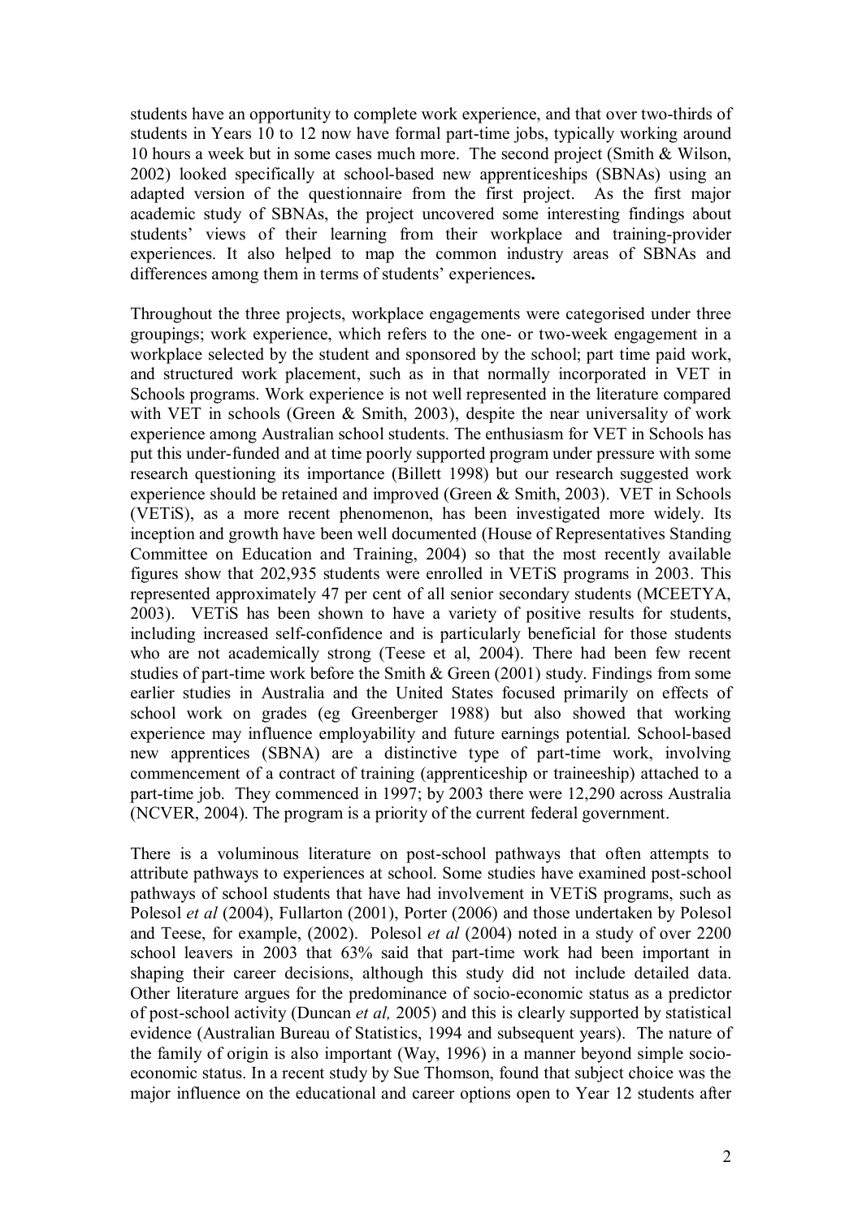students have an opportunity to complete work experience, and that over two-thirds of students in Years 10 to 12 now have formal part-time jobs, typically working around 10 hours a week but in some cases much more. The second project (Smith & Wilson, 2002) looked specifically at school-based new apprenticeships (SBNAs) using an adapted version of the questionnaire from the first project. As the first major academic study of SBNAs, the project uncovered some interesting findings about students' views of their learning from their workplace and training-provider experiences. It also helped to map the common industry areas of SBNAs and differences among them in terms of students' experiences**.**

Throughout the three projects, workplace engagements were categorised under three groupings; work experience, which refers to the one- or two-week engagement in a workplace selected by the student and sponsored by the school; part time paid work, and structured work placement, such as in that normally incorporated in VET in Schools programs. Work experience is not well represented in the literature compared with VET in schools (Green & Smith, 2003), despite the near universality of work experience among Australian school students. The enthusiasm for VET in Schools has put this under-funded and at time poorly supported program under pressure with some research questioning its importance (Billett 1998) but our research suggested work experience should be retained and improved (Green & Smith, 2003). VET in Schools (VETiS), as a more recent phenomenon, has been investigated more widely. Its inception and growth have been well documented (House of Representatives Standing Committee on Education and Training, 2004) so that the most recently available figures show that 202,935 students were enrolled in VETiS programs in 2003. This represented approximately 47 per cent of all senior secondary students (MCEETYA, 2003). VETiS has been shown to have a variety of positive results for students, including increased self-confidence and is particularly beneficial for those students who are not academically strong (Teese et al, 2004). There had been few recent studies of part-time work before the Smith & Green (2001) study. Findings from some earlier studies in Australia and the United States focused primarily on effects of school work on grades (eg Greenberger 1988) but also showed that working experience may influence employability and future earnings potential. School-based new apprentices (SBNA) are a distinctive type of part-time work, involving commencement of a contract of training (apprenticeship or traineeship) attached to a part-time job. They commenced in 1997; by 2003 there were 12,290 across Australia (NCVER, 2004). The program is a priority of the current federal government.

There is a voluminous literature on post-school pathways that often attempts to attribute pathways to experiences at school. Some studies have examined post-school pathways of school students that have had involvement in VETiS programs, such as Polesol *et al* (2004), Fullarton (2001), Porter (2006) and those undertaken by Polesol and Teese, for example, (2002). Polesol *et al* (2004) noted in a study of over 2200 school leavers in 2003 that 63% said that part-time work had been important in shaping their career decisions, although this study did not include detailed data. Other literature argues for the predominance of socio-economic status as a predictor of post-school activity (Duncan *et al,* 2005) and this is clearly supported by statistical evidence (Australian Bureau of Statistics, 1994 and subsequent years). The nature of the family of origin is also important (Way, 1996) in a manner beyond simple socio-economic status. In a recent study by Sue Thomson, found that subject choice was the major influence on the educational and career options open to Year 12 students after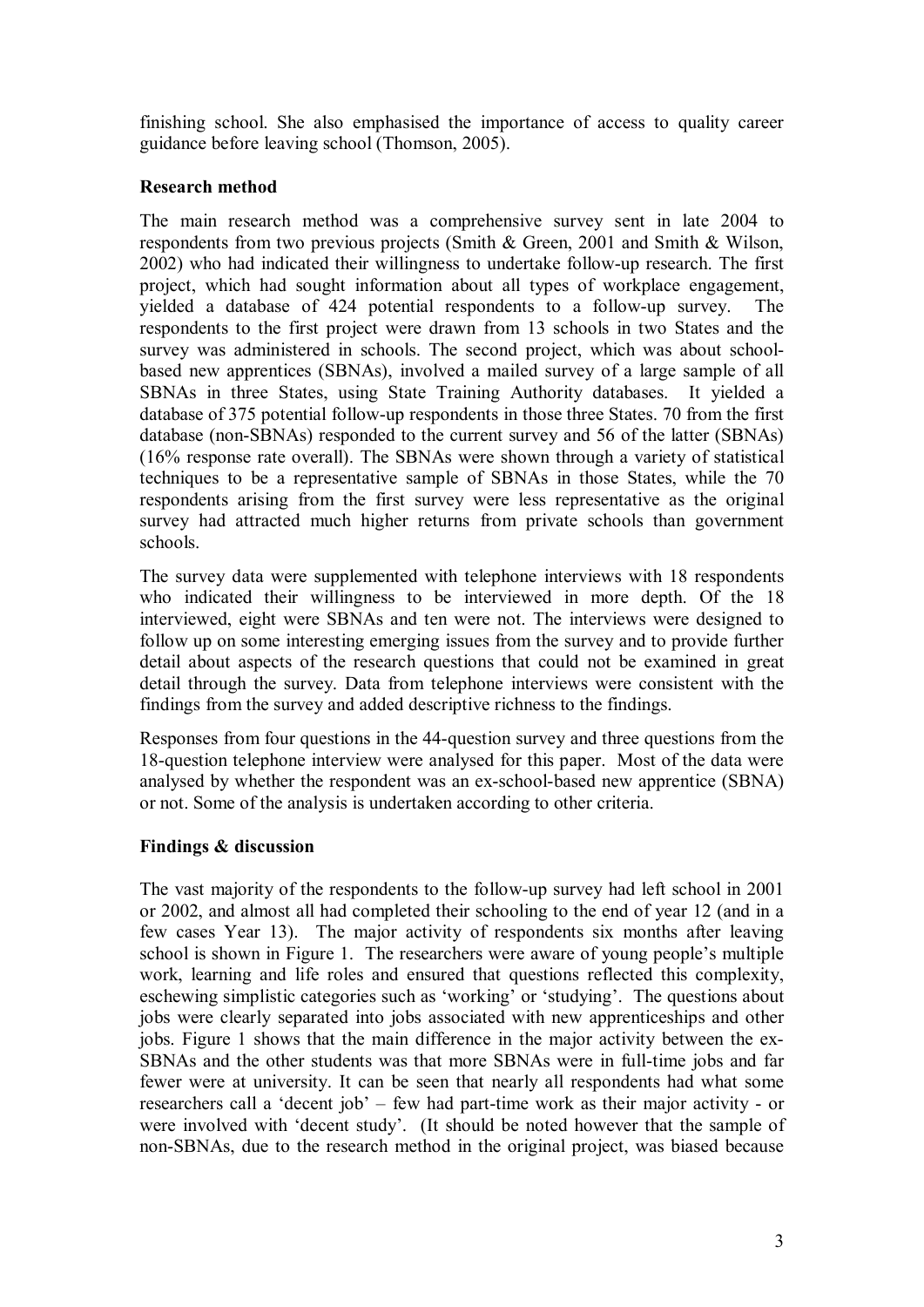finishing school. She also emphasised the importance of access to quality career guidance before leaving school (Thomson, 2005).

**Research method**

The main research method was a comprehensive survey sent in late 2004 to respondents from two previous projects (Smith & Green, 2001 and Smith & Wilson, 2002) who had indicated their willingness to undertake follow-up research. The first project, which had sought information about all types of workplace engagement, yielded a database of 424 potential respondents to a follow-up survey. The respondents to the first project were drawn from 13 schools in two States and the survey was administered in schools. The second project, which was about school-based new apprentices (SBNAs), involved a mailed survey of a large sample of all SBNAs in three States, using State Training Authority databases. It yielded a database of 375 potential follow-up respondents in those three States. 70 from the first database (non-SBNAs) responded to the current survey and 56 of the latter (SBNAs) (16% response rate overall). The SBNAs were shown through a variety of statistical techniques to be a representative sample of SBNAs in those States, while the 70 respondents arising from the first survey were less representative as the original survey had attracted much higher returns from private schools than government schools.

The survey data were supplemented with telephone interviews with 18 respondents who indicated their willingness to be interviewed in more depth. Of the 18 interviewed, eight were SBNAs and ten were not. The interviews were designed to follow up on some interesting emerging issues from the survey and to provide further detail about aspects of the research questions that could not be examined in great detail through the survey. Data from telephone interviews were consistent with the findings from the survey and added descriptive richness to the findings.

Responses from four questions in the 44-question survey and three questions from the 18-question telephone interview were analysed for this paper. Most of the data were analysed by whether the respondent was an ex-school-based new apprentice (SBNA) or not. Some of the analysis is undertaken according to other criteria.

**Findings & discussion**

The vast majority of the respondents to the follow-up survey had left school in 2001 or 2002, and almost all had completed their schooling to the end of year 12 (and in a few cases Year 13). The major activity of respondents six months after leaving school is shown in Figure 1. The researchers were aware of young people's multiple work, learning and life roles and ensured that questions reflected this complexity, eschewing simplistic categories such as 'working' or 'studying'. The questions about jobs were clearly separated into jobs associated with new apprenticeships and other jobs. Figure 1 shows that the main difference in the major activity between the ex-SBNAs and the other students was that more SBNAs were in full-time jobs and far fewer were at university. It can be seen that nearly all respondents had what some researchers call a 'decent job' – few had part-time work as their major activity - or were involved with 'decent study'. (It should be noted however that the sample of non-SBNAs, due to the research method in the original project, was biased because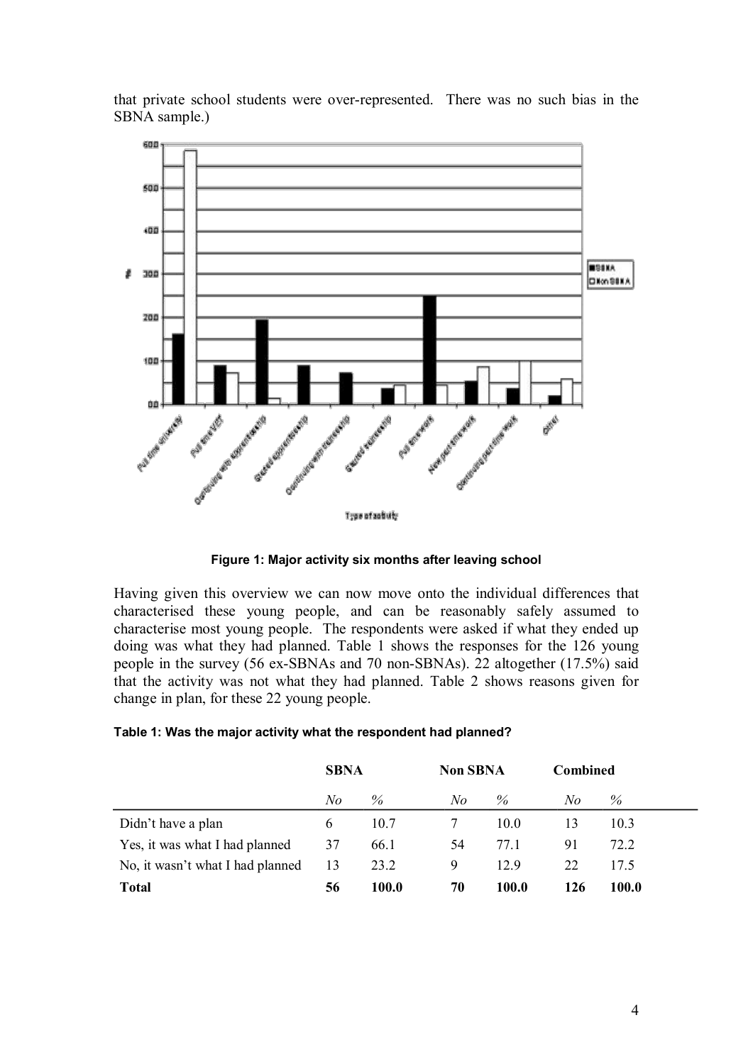that private school students were over-represented. There was no such bias in the SBNA sample.)

**Figure 1: Major activity six months after leaving school**

Having given this overview we can now move onto the individual differences that characterised these young people, and can be reasonably safely assumed to characterise most young people. The respondents were asked if what they ended up doing was what they had planned. Table 1 shows the responses for the 126 young people in the survey (56 ex-SBNAs and 70 non-SBNAs). 22 altogether (17.5%) said that the activity was not what they had planned. Table 2 shows reasons given for change in plan, for these 22 young people.

**Table 1: Was the major activity what the respondent had planned?**

| | SBNA | | Non SBNA | | Combined | |
|---|---|---|---|---|---|---|
| | *No* | *%* | *No* | *%* | *No* | *%* |
| Didn't have a plan | 6 | 10.7 | 7 | 10.0 | 13 | 10.3 |
| Yes, it was what I had planned | 37 | 66.1 | 54 | 77.1 | 91 | 72.2 |
| No, it wasn't what I had planned | 13 | 23.2 | 9 | 12.9 | 22 | 17.5 |
| **Total** | **56** | **100.0** | **70** | **100.0** | **126** | **100.0** |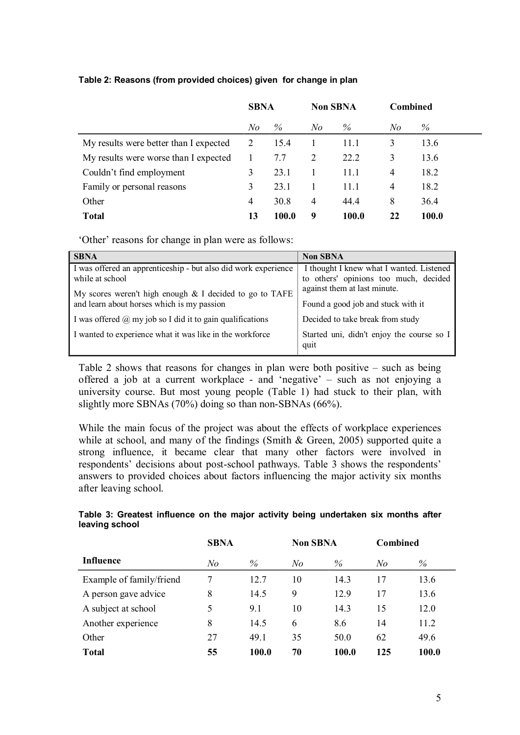**Table 2: Reasons (from provided choices) given for change in plan**

| | SBNA | | Non SBNA | | Combined | |
|---|---|---|---|---|---|---|
| | *No* | *%* | *No* | *%* | *No* | *%* |
| My results were better than I expected | 2 | 15.4 | 1 | 11.1 | 3 | 13.6 |
| My results were worse than I expected | 1 | 7.7 | 2 | 22.2 | 3 | 13.6 |
| Couldn't find employment | 3 | 23.1 | 1 | 11.1 | 4 | 18.2 |
| Family or personal reasons | 3 | 23.1 | 1 | 11.1 | 4 | 18.2 |
| Other | 4 | 30.8 | 4 | 44.4 | 8 | 36.4 |
| **Total** | **13** | **100.0** | **9** | **100.0** | **22** | **100.0** |

'Other' reasons for change in plan were as follows:

| SBNA | Non SBNA |
|---|---|
| I was offered an apprenticeship - but also did work experience while at school | I thought I knew what I wanted. Listened to others' opinions too much, decided against them at last minute. |
| My scores weren't high enough & I decided to go to TAFE and learn about horses which is my passion | Found a good job and stuck with it |
| I was offered @ my job so I did it to gain qualifications | Decided to take break from study |
| I wanted to experience what it was like in the workforce | Started uni, didn't enjoy the course so I quit |

Table 2 shows that reasons for changes in plan were both positive – such as being offered a job at a current workplace - and 'negative' – such as not enjoying a university course. But most young people (Table 1) had stuck to their plan, with slightly more SBNAs (70%) doing so than non-SBNAs (66%).

While the main focus of the project was about the effects of workplace experiences while at school, and many of the findings (Smith & Green, 2005) supported quite a strong influence, it became clear that many other factors were involved in respondents' decisions about post-school pathways. Table 3 shows the respondents' answers to provided choices about factors influencing the major activity six months after leaving school.

**Table 3: Greatest influence on the major activity being undertaken six months after leaving school**

| | SBNA | | Non SBNA | | Combined | |
|---|---|---|---|---|---|---|
| **Influence** | *No* | *%* | *No* | *%* | *No* | *%* |
| Example of family/friend | 7 | 12.7 | 10 | 14.3 | 17 | 13.6 |
| A person gave advice | 8 | 14.5 | 9 | 12.9 | 17 | 13.6 |
| A subject at school | 5 | 9.1 | 10 | 14.3 | 15 | 12.0 |
| Another experience | 8 | 14.5 | 6 | 8.6 | 14 | 11.2 |
| Other | 27 | 49.1 | 35 | 50.0 | 62 | 49.6 |
| **Total** | **55** | **100.0** | **70** | **100.0** | **125** | **100.0** |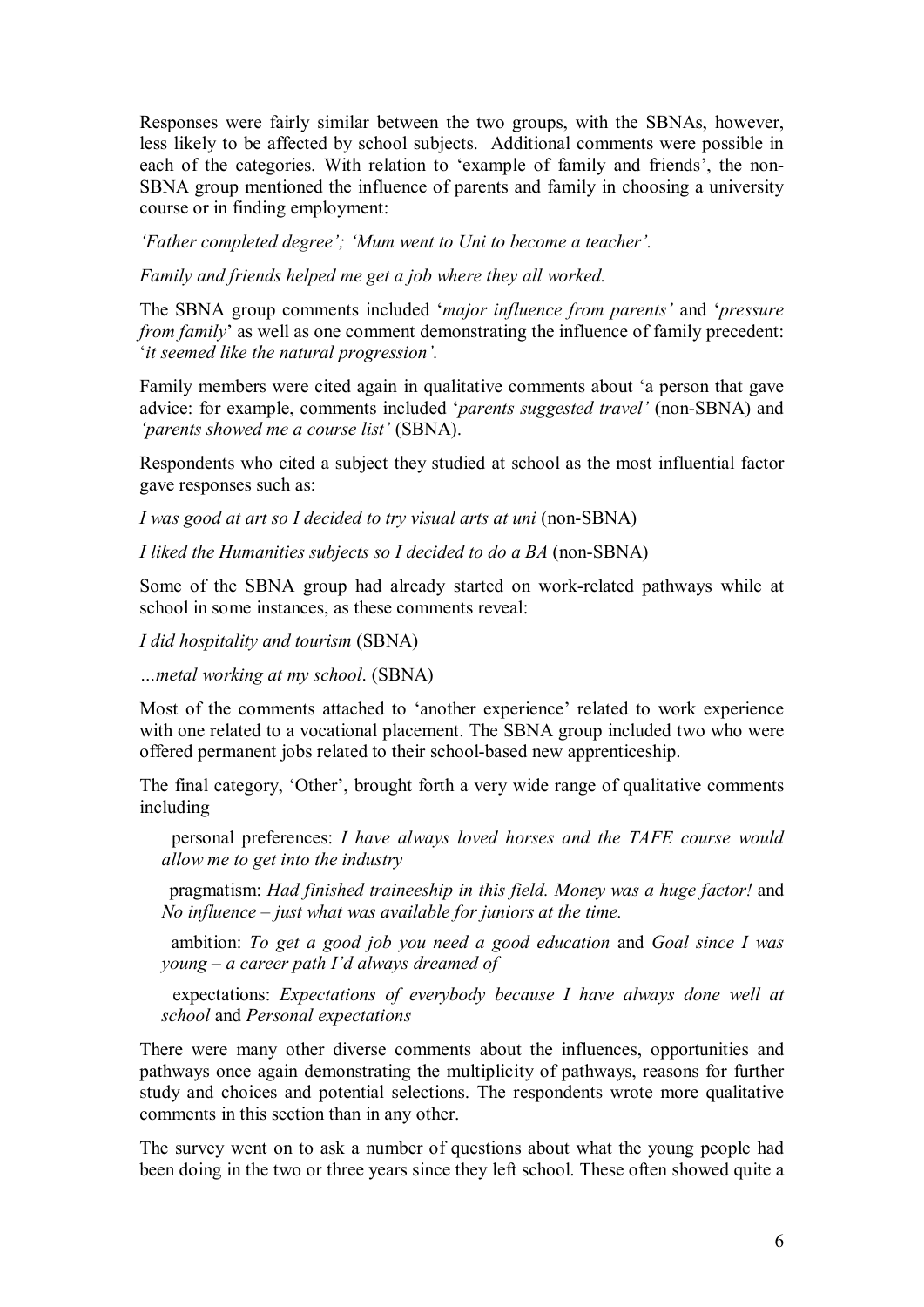Responses were fairly similar between the two groups, with the SBNAs, however, less likely to be affected by school subjects. Additional comments were possible in each of the categories. With relation to 'example of family and friends', the non-SBNA group mentioned the influence of parents and family in choosing a university course or in finding employment:

*'Father completed degree'; 'Mum went to Uni to become a teacher'.*

*Family and friends helped me get a job where they all worked.*

The SBNA group comments included '*major influence from parents'* and '*pressure from family*' as well as one comment demonstrating the influence of family precedent: '*it seemed like the natural progression'.*

Family members were cited again in qualitative comments about 'a person that gave advice: for example, comments included '*parents suggested travel'* (non-SBNA) and *'parents showed me a course list'* (SBNA).

Respondents who cited a subject they studied at school as the most influential factor gave responses such as:

*I was good at art so I decided to try visual arts at uni* (non-SBNA)

*I liked the Humanities subjects so I decided to do a BA* (non-SBNA)

Some of the SBNA group had already started on work-related pathways while at school in some instances, as these comments reveal:

*I did hospitality and tourism* (SBNA)

*…metal working at my school*. (SBNA)

Most of the comments attached to 'another experience' related to work experience with one related to a vocational placement. The SBNA group included two who were offered permanent jobs related to their school-based new apprenticeship.

The final category, 'Other', brought forth a very wide range of qualitative comments including

- personal preferences: *I have always loved horses and the TAFE course would allow me to get into the industry*
- pragmatism: *Had finished traineeship in this field. Money was a huge factor!* and *No influence – just what was available for juniors at the time.*
- ambition: *To get a good job you need a good education* and *Goal since I was young – a career path I'd always dreamed of*
- expectations: *Expectations of everybody because I have always done well at school* and *Personal expectations*

There were many other diverse comments about the influences, opportunities and pathways once again demonstrating the multiplicity of pathways, reasons for further study and choices and potential selections. The respondents wrote more qualitative comments in this section than in any other.

The survey went on to ask a number of questions about what the young people had been doing in the two or three years since they left school. These often showed quite a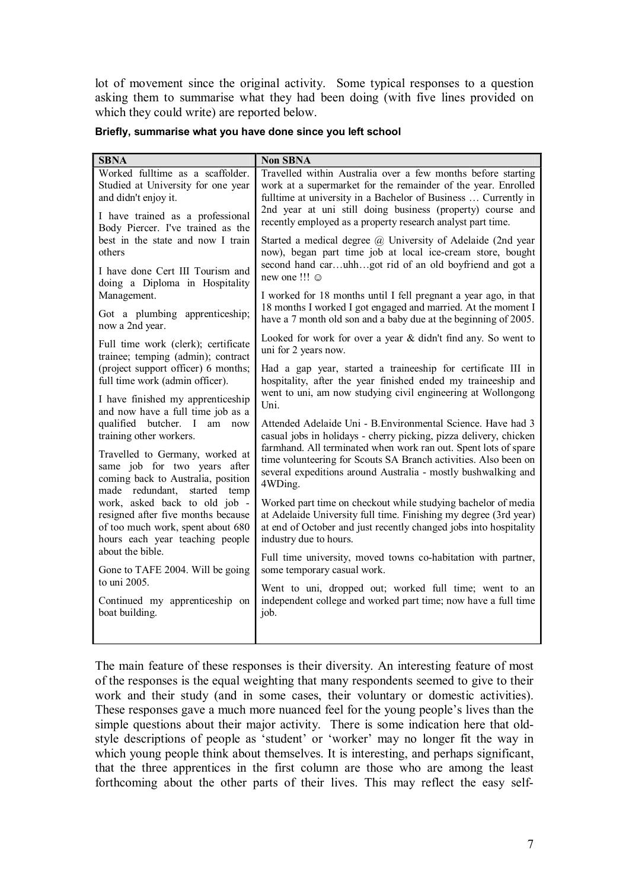lot of movement since the original activity. Some typical responses to a question asking them to summarise what they had been doing (with five lines provided on which they could write) are reported below.

**Briefly, summarise what you have done since you left school**

| SBNA | Non SBNA |
|---|---|
| Worked fulltime as a scaffolder. Studied at University for one year and didn't enjoy it. | Travelled within Australia over a few months before starting work at a supermarket for the remainder of the year. Enrolled fulltime at university in a Bachelor of Business … Currently in 2nd year at uni still doing business (property) course and recently employed as a property research analyst part time. |
| I have trained as a professional Body Piercer. I've trained as the best in the state and now I train others | Started a medical degree @ University of Adelaide (2nd year now), began part time job at local ice-cream store, bought second hand car…uhh…got rid of an old boyfriend and got a new one !!! ☺ |
| I have done Cert III Tourism and doing a Diploma in Hospitality Management. | I worked for 18 months until I fell pregnant a year ago, in that 18 months I worked I got engaged and married. At the moment I have a 7 month old son and a baby due at the beginning of 2005. |
| Got a plumbing apprenticeship; now a 2nd year. | Looked for work for over a year & didn't find any. So went to uni for 2 years now. |
| Full time work (clerk); certificate trainee; temping (admin); contract (project support officer) 6 months; full time work (admin officer). | Had a gap year, started a traineeship for certificate III in hospitality, after the year finished ended my traineeship and went to uni, am now studying civil engineering at Wollongong Uni. |
| I have finished my apprenticeship and now have a full time job as a qualified butcher. I am now training other workers. | Attended Adelaide Uni - B.Environmental Science. Have had 3 casual jobs in holidays - cherry picking, pizza delivery, chicken farmhand. All terminated when work ran out. Spent lots of spare time volunteering for Scouts SA Branch activities. Also been on several expeditions around Australia - mostly bushwalking and 4WDing. |
| Travelled to Germany, worked at same job for two years after coming back to Australia, position made redundant, started temp work, asked back to old job - resigned after five months because of too much work, spent about 680 hours each year teaching people about the bible. | Worked part time on checkout while studying bachelor of media at Adelaide University full time. Finishing my degree (3rd year) at end of October and just recently changed jobs into hospitality industry due to hours. |
| Gone to TAFE 2004. Will be going to uni 2005. | Full time university, moved towns co-habitation with partner, some temporary casual work. |
| Continued my apprenticeship on boat building. | Went to uni, dropped out; worked full time; went to an independent college and worked part time; now have a full time job. |

The main feature of these responses is their diversity. An interesting feature of most of the responses is the equal weighting that many respondents seemed to give to their work and their study (and in some cases, their voluntary or domestic activities). These responses gave a much more nuanced feel for the young people's lives than the simple questions about their major activity. There is some indication here that old-style descriptions of people as 'student' or 'worker' may no longer fit the way in which young people think about themselves. It is interesting, and perhaps significant, that the three apprentices in the first column are those who are among the least forthcoming about the other parts of their lives. This may reflect the easy self-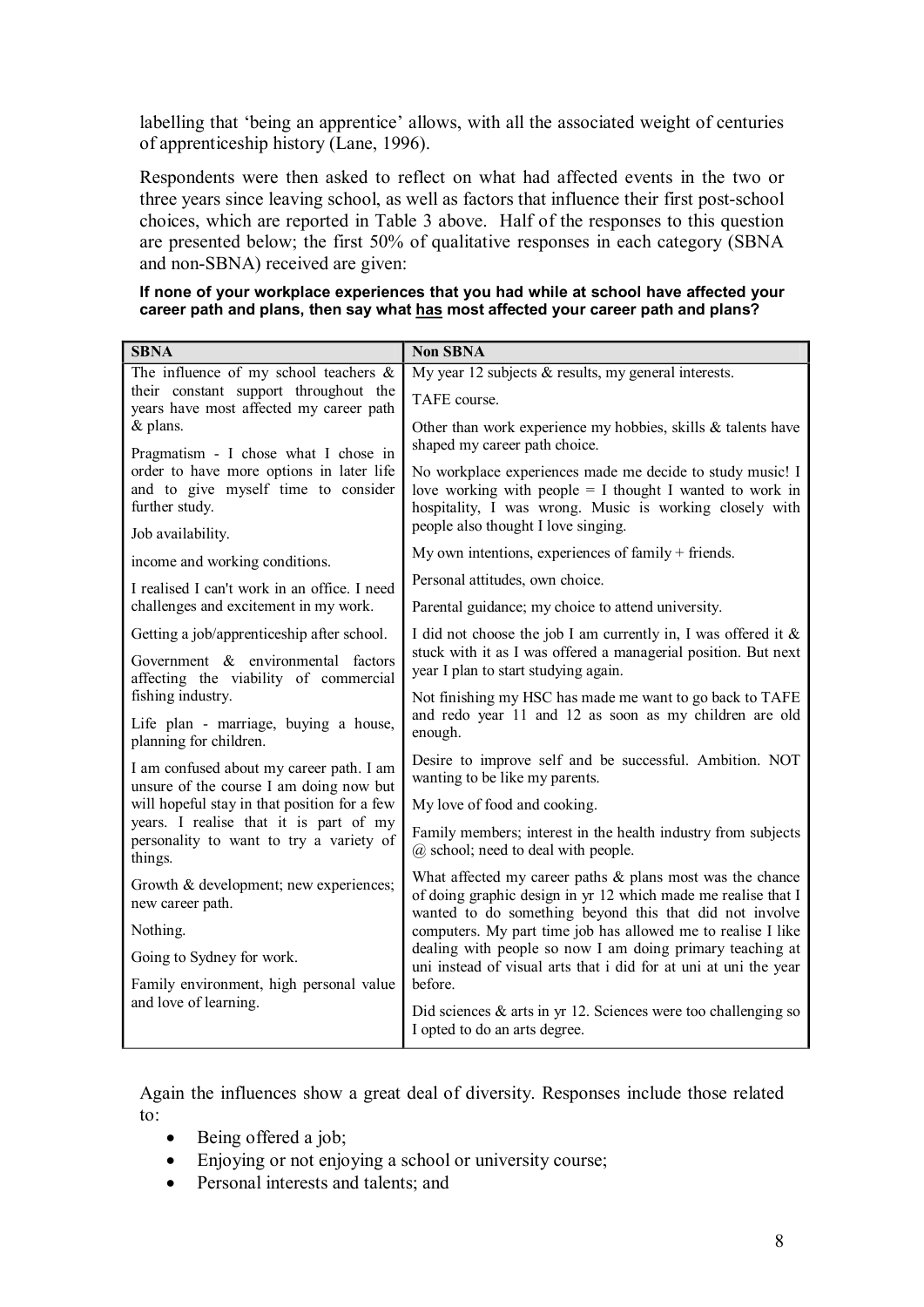labelling that 'being an apprentice' allows, with all the associated weight of centuries of apprenticeship history (Lane, 1996).

Respondents were then asked to reflect on what had affected events in the two or three years since leaving school, as well as factors that influence their first post-school choices, which are reported in Table 3 above. Half of the responses to this question are presented below; the first 50% of qualitative responses in each category (SBNA and non-SBNA) received are given:

**If none of your workplace experiences that you had while at school have affected your career path and plans, then say what <u>has</u> most affected your career path and plans?**

| SBNA | Non SBNA |
|---|---|
| The influence of my school teachers & their constant support throughout the years have most affected my career path & plans. | My year 12 subjects & results, my general interests. |
| Pragmatism - I chose what I chose in order to have more options in later life and to give myself time to consider further study. | TAFE course. |
| Job availability. | Other than work experience my hobbies, skills & talents have shaped my career path choice. |
| income and working conditions. | No workplace experiences made me decide to study music! I love working with people = I thought I wanted to work in hospitality, I was wrong. Music is working closely with people also thought I love singing. |
| I realised I can't work in an office. I need challenges and excitement in my work. | My own intentions, experiences of family + friends. |
| Getting a job/apprenticeship after school. | Personal attitudes, own choice. |
| Government & environmental factors affecting the viability of commercial fishing industry. | Parental guidance; my choice to attend university. |
| Life plan - marriage, buying a house, planning for children. | I did not choose the job I am currently in, I was offered it & stuck with it as I was offered a managerial position. But next year I plan to start studying again. |
| I am confused about my career path. I am unsure of the course I am doing now but will hopeful stay in that position for a few years. I realise that it is part of my personality to want to try a variety of things. | Not finishing my HSC has made me want to go back to TAFE and redo year 11 and 12 as soon as my children are old enough. |
| Growth & development; new experiences; new career path. | Desire to improve self and be successful. Ambition. NOT wanting to be like my parents. |
| Nothing. | My love of food and cooking. |
| Going to Sydney for work. | Family members; interest in the health industry from subjects @ school; need to deal with people. |
| Family environment, high personal value and love of learning. | What affected my career paths & plans most was the chance of doing graphic design in yr 12 which made me realise that I wanted to do something beyond this that did not involve computers. My part time job has allowed me to realise I like dealing with people so now I am doing primary teaching at uni instead of visual arts that i did for at uni at uni the year before. |
| | Did sciences & arts in yr 12. Sciences were too challenging so I opted to do an arts degree. |

Again the influences show a great deal of diversity. Responses include those related to:

- Being offered a job;
- Enjoying or not enjoying a school or university course;
- Personal interests and talents; and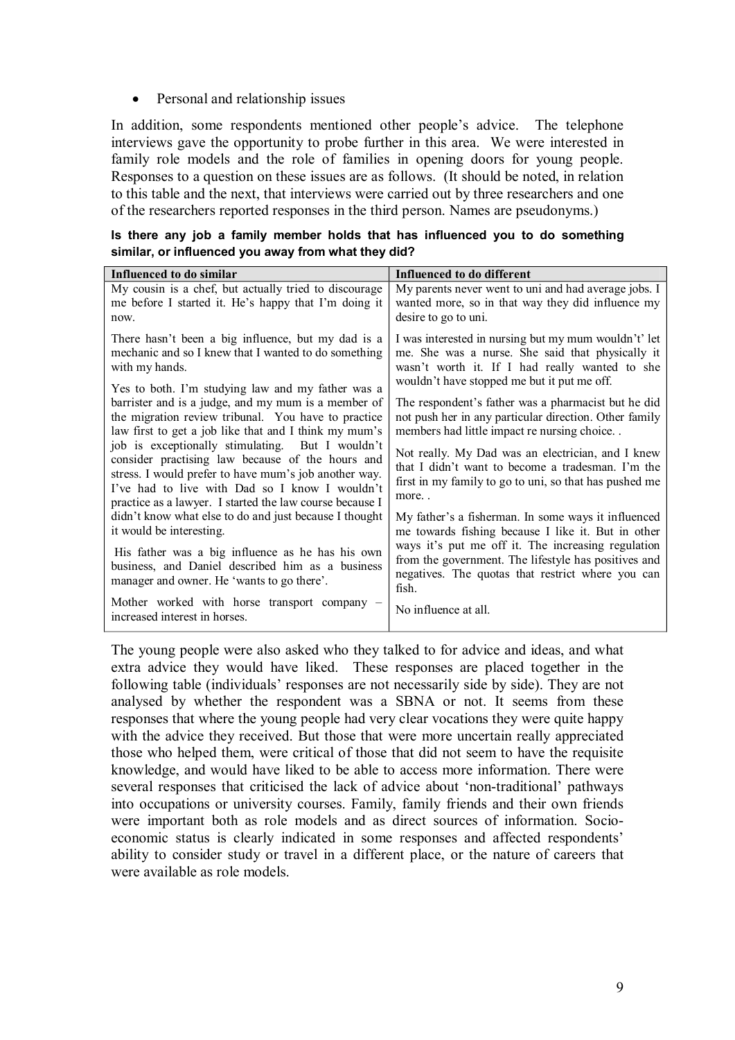- Personal and relationship issues

In addition, some respondents mentioned other people's advice. The telephone interviews gave the opportunity to probe further in this area. We were interested in family role models and the role of families in opening doors for young people. Responses to a question on these issues are as follows. (It should be noted, in relation to this table and the next, that interviews were carried out by three researchers and one of the researchers reported responses in the third person. Names are pseudonyms.)

**Is there any job a family member holds that has influenced you to do something similar, or influenced you away from what they did?**

| Influenced to do similar | Influenced to do different |
|---|---|
| My cousin is a chef, but actually tried to discourage me before I started it. He's happy that I'm doing it now. | My parents never went to uni and had average jobs. I wanted more, so in that way they did influence my desire to go to uni. |
| There hasn't been a big influence, but my dad is a mechanic and so I knew that I wanted to do something with my hands. | I was interested in nursing but my mum wouldn't' let me. She was a nurse. She said that physically it wasn't worth it. If I had really wanted to she wouldn't have stopped me but it put me off. |
| Yes to both. I'm studying law and my father was a barrister and is a judge, and my mum is a member of the migration review tribunal. You have to practice law first to get a job like that and I think my mum's job is exceptionally stimulating. But I wouldn't consider practising law because of the hours and stress. I would prefer to have mum's job another way. I've had to live with Dad so I know I wouldn't practice as a lawyer. I started the law course because I didn't know what else to do and just because I thought it would be interesting. | The respondent's father was a pharmacist but he did not push her in any particular direction. Other family members had little impact re nursing choice. . |
| His father was a big influence as he has his own business, and Daniel described him as a business manager and owner. He 'wants to go there'. | Not really. My Dad was an electrician, and I knew that I didn't want to become a tradesman. I'm the first in my family to go to uni, so that has pushed me more. . |
| Mother worked with horse transport company – increased interest in horses. | My father's a fisherman. In some ways it influenced me towards fishing because I like it. But in other ways it's put me off it. The increasing regulation from the government. The lifestyle has positives and negatives. The quotas that restrict where you can fish. |
| | No influence at all. |

The young people were also asked who they talked to for advice and ideas, and what extra advice they would have liked. These responses are placed together in the following table (individuals' responses are not necessarily side by side). They are not analysed by whether the respondent was a SBNA or not. It seems from these responses that where the young people had very clear vocations they were quite happy with the advice they received. But those that were more uncertain really appreciated those who helped them, were critical of those that did not seem to have the requisite knowledge, and would have liked to be able to access more information. There were several responses that criticised the lack of advice about 'non-traditional' pathways into occupations or university courses. Family, family friends and their own friends were important both as role models and as direct sources of information. Socio-economic status is clearly indicated in some responses and affected respondents' ability to consider study or travel in a different place, or the nature of careers that were available as role models.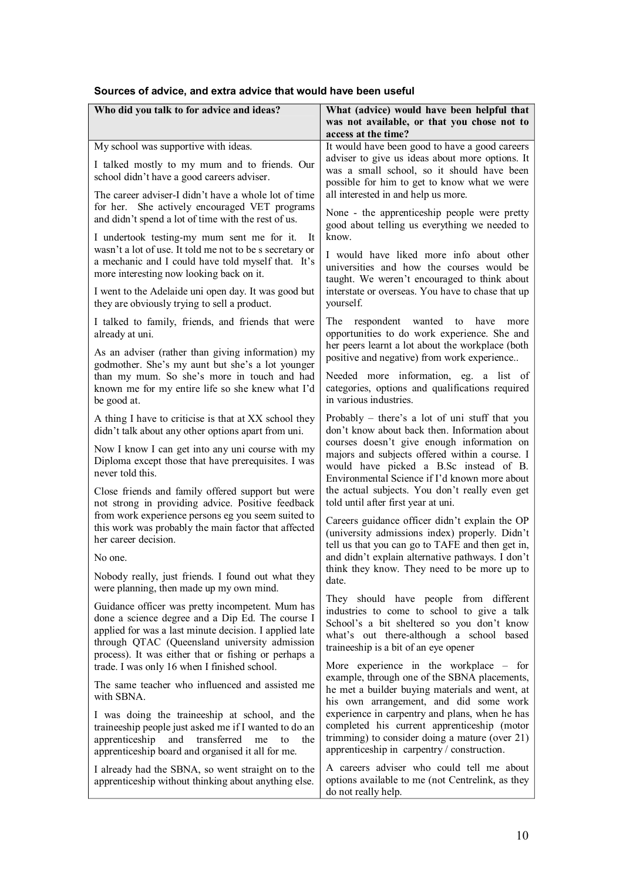**Sources of advice, and extra advice that would have been useful**

| Who did you talk to for advice and ideas? | What (advice) would have been helpful that was not available, or that you chose not to access at the time? |
|---|---|
| My school was supportive with ideas.<br><br>I talked mostly to my mum and to friends. Our school didn't have a good careers adviser.<br><br>The career adviser-I didn't have a whole lot of time for her. She actively encouraged VET programs and didn't spend a lot of time with the rest of us.<br><br>I undertook testing-my mum sent me for it. It wasn't a lot of use. It told me not to be s secretary or a mechanic and I could have told myself that. It's more interesting now looking back on it.<br><br>I went to the Adelaide uni open day. It was good but they are obviously trying to sell a product.<br><br>I talked to family, friends, and friends that were already at uni.<br><br>As an adviser (rather than giving information) my godmother. She's my aunt but she's a lot younger than my mum. So she's more in touch and had known me for my entire life so she knew what I'd be good at.<br><br>A thing I have to criticise is that at XX school they didn't talk about any other options apart from uni.<br><br>Now I know I can get into any uni course with my Diploma except those that have prerequisites. I was never told this.<br><br>Close friends and family offered support but were not strong in providing advice. Positive feedback from work experience persons eg you seem suited to this work was probably the main factor that affected her career decision.<br><br>No one.<br><br>Nobody really, just friends. I found out what they were planning, then made up my own mind.<br><br>Guidance officer was pretty incompetent. Mum has done a science degree and a Dip Ed. The course I applied for was a last minute decision. I applied late through QTAC (Queensland university admission process). It was either that or fishing or perhaps a trade. I was only 16 when I finished school.<br><br>The same teacher who influenced and assisted me with SBNA.<br><br>I was doing the traineeship at school, and the traineeship people just asked me if I wanted to do an apprenticeship and transferred me to the apprenticeship board and organised it all for me.<br><br>I already had the SBNA, so went straight on to the apprenticeship without thinking about anything else. | It would have been good to have a good careers adviser to give us ideas about more options. It was a small school, so it should have been possible for him to get to know what we were all interested in and help us more.<br><br>None - the apprenticeship people were pretty good about telling us everything we needed to know.<br><br>I would have liked more info about other universities and how the courses would be taught. We weren't encouraged to think about interstate or overseas. You have to chase that up yourself.<br><br>The respondent wanted to have more opportunities to do work experience. She and her peers learnt a lot about the workplace (both positive and negative) from work experience..<br><br>Needed more information, eg. a list of categories, options and qualifications required in various industries.<br><br>Probably – there's a lot of uni stuff that you don't know about back then. Information about courses doesn't give enough information on majors and subjects offered within a course. I would have picked a B.Sc instead of B. Environmental Science if I'd known more about the actual subjects. You don't really even get told until after first year at uni.<br><br>Careers guidance officer didn't explain the OP (university admissions index) properly. Didn't tell us that you can go to TAFE and then get in, and didn't explain alternative pathways. I don't think they know. They need to be more up to date.<br><br>They should have people from different industries to come to school to give a talk School's a bit sheltered so you don't know what's out there-although a school based traineeship is a bit of an eye opener<br><br>More experience in the workplace – for example, through one of the SBNA placements, he met a builder buying materials and went, at his own arrangement, and did some work experience in carpentry and plans, when he has completed his current apprenticeship (motor trimming) to consider doing a mature (over 21) apprenticeship in carpentry / construction.<br><br>A careers adviser who could tell me about options available to me (not Centrelink, as they do not really help. |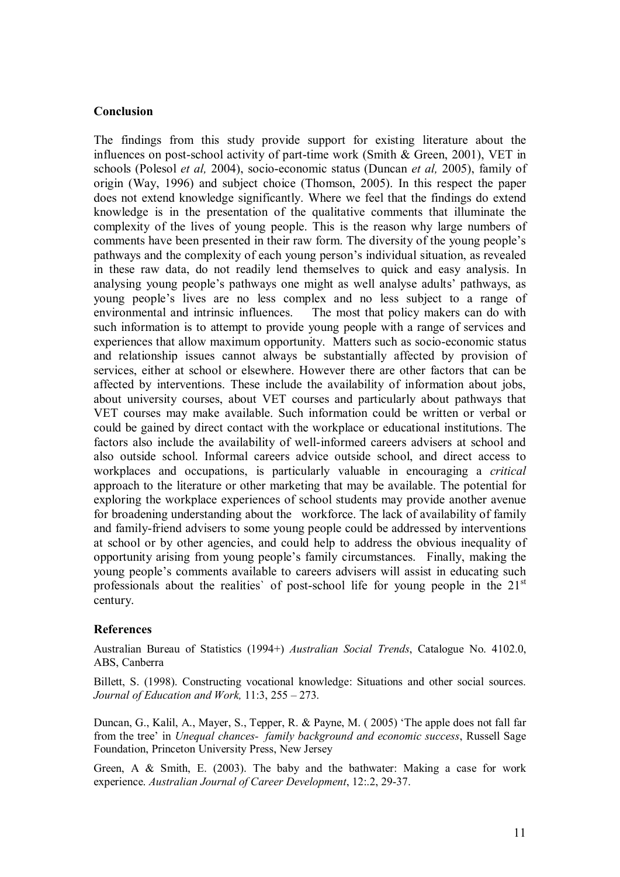## Conclusion

The findings from this study provide support for existing literature about the influences on post-school activity of part-time work (Smith & Green, 2001), VET in schools (Polesol *et al,* 2004), socio-economic status (Duncan *et al,* 2005), family of origin (Way, 1996) and subject choice (Thomson, 2005). In this respect the paper does not extend knowledge significantly. Where we feel that the findings do extend knowledge is in the presentation of the qualitative comments that illuminate the complexity of the lives of young people. This is the reason why large numbers of comments have been presented in their raw form. The diversity of the young people's pathways and the complexity of each young person's individual situation, as revealed in these raw data, do not readily lend themselves to quick and easy analysis. In analysing young people's pathways one might as well analyse adults' pathways, as young people's lives are no less complex and no less subject to a range of environmental and intrinsic influences. The most that policy makers can do with such information is to attempt to provide young people with a range of services and experiences that allow maximum opportunity. Matters such as socio-economic status and relationship issues cannot always be substantially affected by provision of services, either at school or elsewhere. However there are other factors that can be affected by interventions. These include the availability of information about jobs, about university courses, about VET courses and particularly about pathways that VET courses may make available. Such information could be written or verbal or could be gained by direct contact with the workplace or educational institutions. The factors also include the availability of well-informed careers advisers at school and also outside school. Informal careers advice outside school, and direct access to workplaces and occupations, is particularly valuable in encouraging a *critical* approach to the literature or other marketing that may be available. The potential for exploring the workplace experiences of school students may provide another avenue for broadening understanding about the workforce. The lack of availability of family and family-friend advisers to some young people could be addressed by interventions at school or by other agencies, and could help to address the obvious inequality of opportunity arising from young people's family circumstances. Finally, making the young people's comments available to careers advisers will assist in educating such professionals about the realities` of post-school life for young people in the 21st century.

## References

Australian Bureau of Statistics (1994+) *Australian Social Trends*, Catalogue No. 4102.0, ABS, Canberra

Billett, S. (1998). Constructing vocational knowledge: Situations and other social sources. *Journal of Education and Work,* 11:3, 255 – 273.

Duncan, G., Kalil, A., Mayer, S., Tepper, R. & Payne, M. ( 2005) 'The apple does not fall far from the tree' in *Unequal chances- family background and economic success*, Russell Sage Foundation, Princeton University Press, New Jersey

Green, A & Smith, E. (2003). The baby and the bathwater: Making a case for work experience. *Australian Journal of Career Development*, 12:.2, 29-37.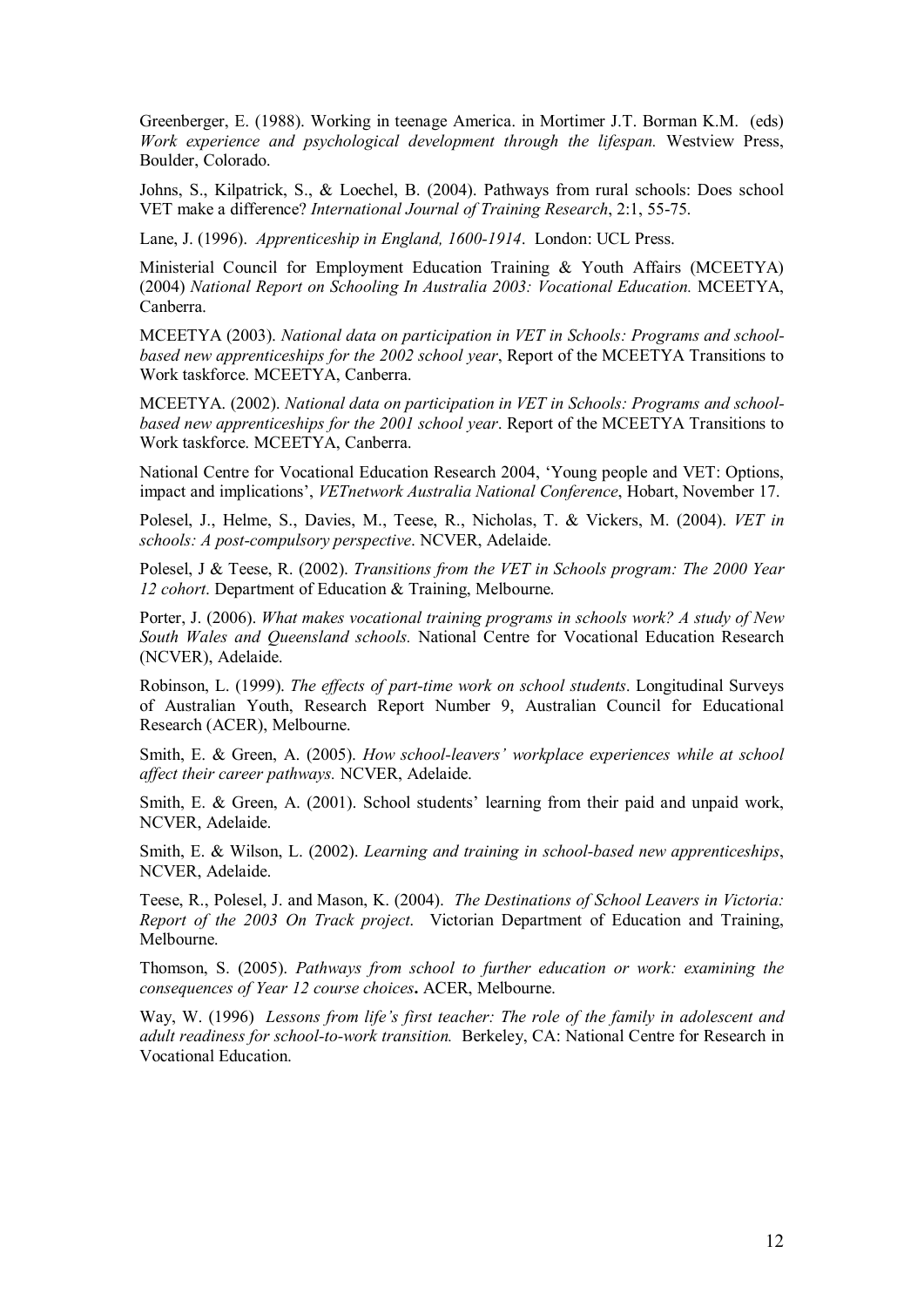Greenberger, E. (1988). Working in teenage America. in Mortimer J.T. Borman K.M. (eds) *Work experience and psychological development through the lifespan.* Westview Press, Boulder, Colorado.

Johns, S., Kilpatrick, S., & Loechel, B. (2004). Pathways from rural schools: Does school VET make a difference? *International Journal of Training Research*, 2:1, 55-75.

Lane, J. (1996). *Apprenticeship in England, 1600-1914*. London: UCL Press.

Ministerial Council for Employment Education Training & Youth Affairs (MCEETYA) (2004) *National Report on Schooling In Australia 2003: Vocational Education.* MCEETYA, Canberra.

MCEETYA (2003). *National data on participation in VET in Schools: Programs and school-based new apprenticeships for the 2002 school year*, Report of the MCEETYA Transitions to Work taskforce. MCEETYA, Canberra.

MCEETYA. (2002). *National data on participation in VET in Schools: Programs and school-based new apprenticeships for the 2001 school year*. Report of the MCEETYA Transitions to Work taskforce. MCEETYA, Canberra.

National Centre for Vocational Education Research 2004, 'Young people and VET: Options, impact and implications', *VETnetwork Australia National Conference*, Hobart, November 17.

Polesel, J., Helme, S., Davies, M., Teese, R., Nicholas, T. & Vickers, M. (2004). *VET in schools: A post-compulsory perspective*. NCVER, Adelaide.

Polesel, J & Teese, R. (2002). *Transitions from the VET in Schools program: The 2000 Year 12 cohort*. Department of Education & Training, Melbourne.

Porter, J. (2006). *What makes vocational training programs in schools work? A study of New South Wales and Queensland schools.* National Centre for Vocational Education Research (NCVER), Adelaide.

Robinson, L. (1999). *The effects of part-time work on school students*. Longitudinal Surveys of Australian Youth, Research Report Number 9, Australian Council for Educational Research (ACER), Melbourne.

Smith, E. & Green, A. (2005). *How school-leavers' workplace experiences while at school affect their career pathways.* NCVER, Adelaide.

Smith, E. & Green, A. (2001). School students' learning from their paid and unpaid work, NCVER, Adelaide.

Smith, E. & Wilson, L. (2002). *Learning and training in school-based new apprenticeships*, NCVER, Adelaide.

Teese, R., Polesel, J. and Mason, K. (2004). *The Destinations of School Leavers in Victoria: Report of the 2003 On Track project.* Victorian Department of Education and Training, Melbourne.

Thomson, S. (2005). *Pathways from school to further education or work: examining the consequences of Year 12 course choices***.** ACER, Melbourne.

Way, W. (1996) *Lessons from life's first teacher: The role of the family in adolescent and adult readiness for school-to-work transition.* Berkeley, CA: National Centre for Research in Vocational Education.